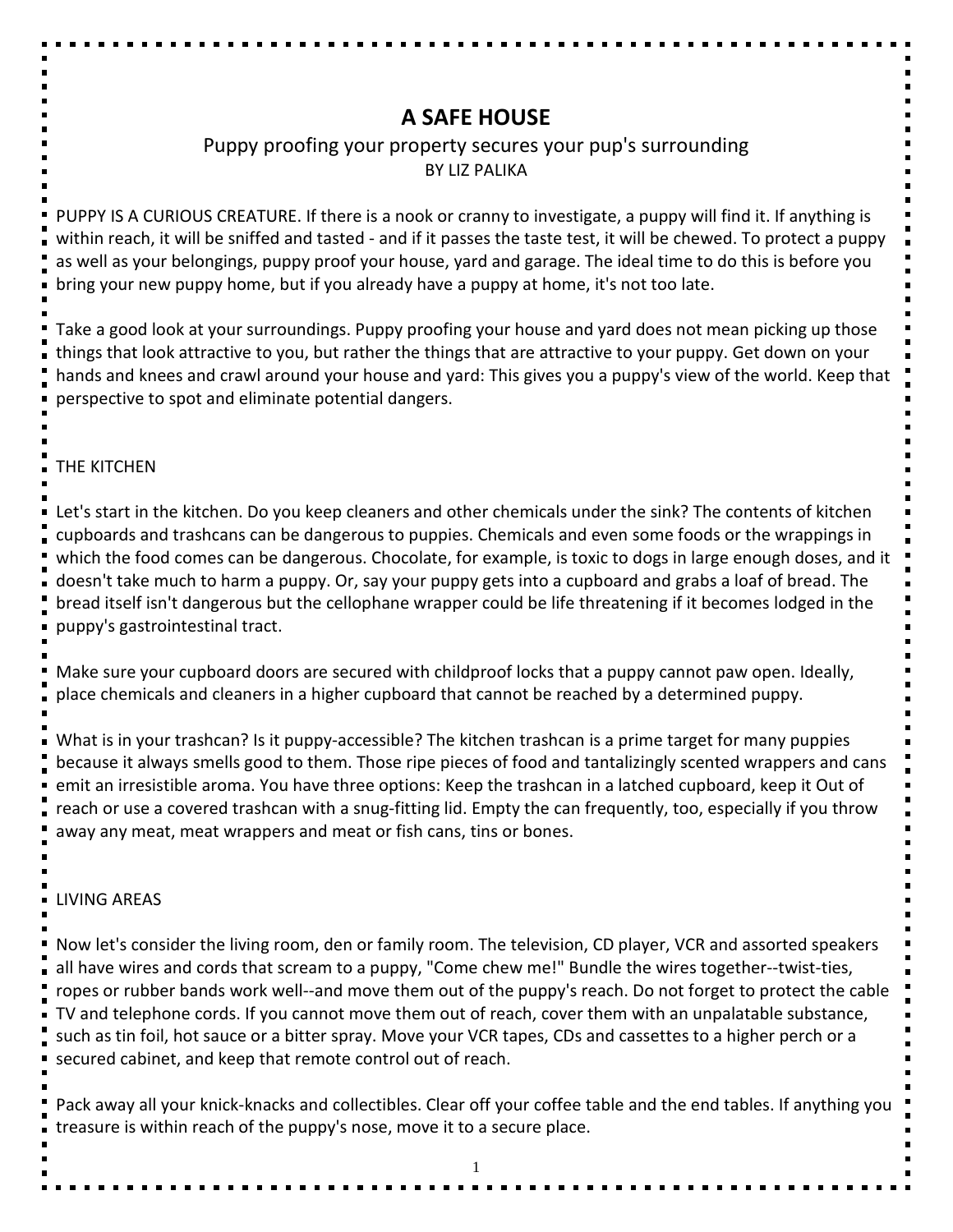# A SAFE HOUSE

Puppy proofing your property secures your pup's surrounding

BY LIZ PALIKA

PUPPY IS A CURIOUS CREATURE. If there is a nook or cranny to investigate, a puppy will find it. If anything is within reach, it will be sniffed and tasted - and if it passes the taste test, it will be chewed. To protect a puppy as well as your belongings, puppy proof your house, yard and garage. The ideal time to do this is before you bring your new puppy home, but if you already have a puppy at home, it's not too late.

Take a good look at your surroundings. Puppy proofing your house and yard does not mean picking up those things that look attractive to you, but rather the things that are attractive to your puppy. Get down on your hands and knees and crawl around your house and yard: This gives you a puppy's view of the world. Keep that perspective to spot and eliminate potential dangers.

## THE KITCHEN

Let's start in the kitchen. Do you keep cleaners and other chemicals under the sink? The contents of kitchen cupboards and trashcans can be dangerous to puppies. Chemicals and even some foods or the wrappings in which the food comes can be dangerous. Chocolate, for example, is toxic to dogs in large enough doses, and it doesn't take much to harm a puppy. Or, say your puppy gets into a cupboard and grabs a loaf of bread. The bread itself isn't dangerous but the cellophane wrapper could be life threatening if it becomes lodged in the puppy's gastrointestinal tract.

Make sure your cupboard doors are secured with childproof locks that a puppy cannot paw open. Ideally, place chemicals and cleaners in a higher cupboard that cannot be reached by a determined puppy.

What is in your trashcan? Is it puppy-accessible? The kitchen trashcan is a prime target for many puppies because it always smells good to them. Those ripe pieces of food and tantalizingly scented wrappers and cans emit an irresistible aroma. You have three options: Keep the trashcan in a latched cupboard, keep it Out of reach or use a covered trashcan with a snug-fitting lid. Empty the can frequently, too, especially if you throw away any meat, meat wrappers and meat or fish cans, tins or bones.

## LIVING AREAS

Now let's consider the living room, den or family room. The television, CD player, VCR and assorted speakers all have wires and cords that scream to a puppy, "Come chew me!" Bundle the wires together--twist-ties, ropes or rubber bands work well--and move them out of the puppy's reach. Do not forget to protect the cable TV and telephone cords. If you cannot move them out of reach, cover them with an unpalatable substance, such as tin foil, hot sauce or a bitter spray. Move your VCR tapes, CDs and cassettes to a higher perch or a secured cabinet, and keep that remote control out of reach.

Pack away all your knick-knacks and collectibles. Clear off your coffee table and the end tables. If anything you treasure is within reach of the puppy's nose, move it to a secure place.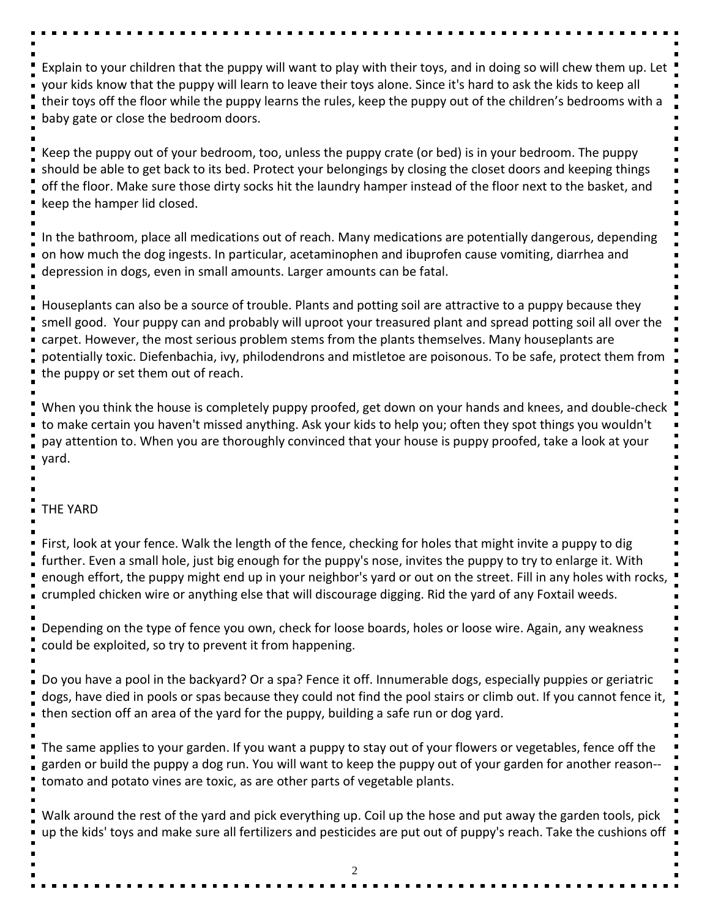Explain to your children that the puppy will want to play with their toys, and in doing so will chew them up. Let your kids know that the puppy will learn to leave their toys alone. Since it's hard to ask the kids to keep all their toys off the floor while the puppy learns the rules, keep the puppy out of the children's bedrooms with a baby gate or close the bedroom doors.

Keep the puppy out of your bedroom, too, unless the puppy crate (or bed) is in your bedroom. The puppy should be able to get back to its bed. Protect your belongings by closing the closet doors and keeping things off the floor. Make sure those dirty socks hit the laundry hamper instead of the floor next to the basket, and keep the hamper lid closed.

In the bathroom, place all medications out of reach. Many medications are potentially dangerous, depending on how much the dog ingests. In particular, acetaminophen and ibuprofen cause vomiting, diarrhea and depression in dogs, even in small amounts. Larger amounts can be fatal.

Houseplants can also be a source of trouble. Plants and potting soil are attractive to a puppy because they smell good. Your puppy can and probably will uproot your treasured plant and spread potting soil all over the carpet. However, the most serious problem stems from the plants themselves. Many houseplants are potentially toxic. Diefenbachia, ivy, philodendrons and mistletoe are poisonous. To be safe, protect them from the puppy or set them out of reach.

When you think the house is completely puppy proofed, get down on your hands and knees, and double-check to make certain you haven't missed anything. Ask your kids to help you; often they spot things you wouldn't pay attention to. When you are thoroughly convinced that your house is puppy proofed, take a look at your yard.

## THE YARD

First, look at your fence. Walk the length of the fence, checking for holes that might invite a puppy to dig further. Even a small hole, just big enough for the puppy's nose, invites the puppy to try to enlarge it. With enough effort, the puppy might end up in your neighbor's yard or out on the street. Fill in any holes with rocks, crumpled chicken wire or anything else that will discourage digging. Rid the yard of any Foxtail weeds.

Depending on the type of fence you own, check for loose boards, holes or loose wire. Again, any weakness could be exploited, so try to prevent it from happening.

Do you have a pool in the backyard? Or a spa? Fence it off. Innumerable dogs, especially puppies or geriatric dogs, have died in pools or spas because they could not find the pool stairs or climb out. If you cannot fence it, then section off an area of the yard for the puppy, building a safe run or dog yard.

The same applies to your garden. If you want a puppy to stay out of your flowers or vegetables, fence off the garden or build the puppy a dog run. You will want to keep the puppy out of your garden for another reason--tomato and potato vines are toxic, as are other parts of vegetable plants.

Walk around the rest of the yard and pick everything up. Coil up the hose and put away the garden tools, pick up the kids' toys and make sure all fertilizers and pesticides are put out of puppy's reach. Take the cushions off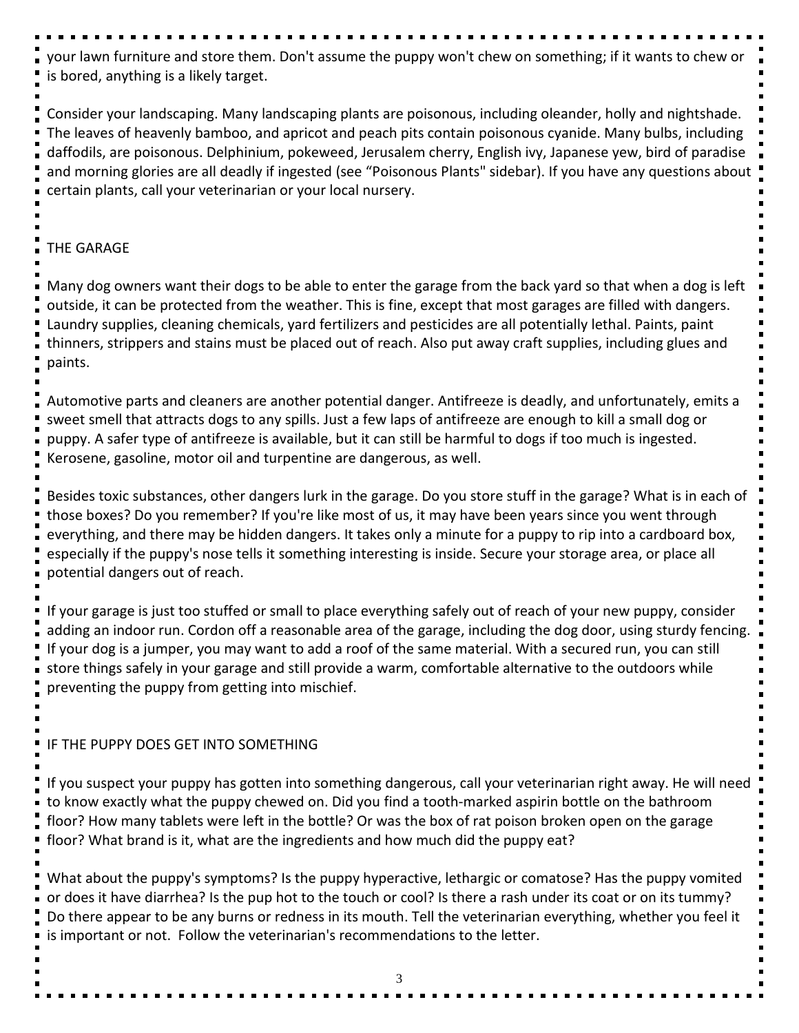your lawn furniture and store them. Don't assume the puppy won't chew on something; if it wants to chew or is bored, anything is a likely target.

Consider your landscaping. Many landscaping plants are poisonous, including oleander, holly and nightshade. The leaves of heavenly bamboo, and apricot and peach pits contain poisonous cyanide. Many bulbs, including daffodils, are poisonous. Delphinium, pokeweed, Jerusalem cherry, English ivy, Japanese yew, bird of paradise and morning glories are all deadly if ingested (see "Poisonous Plants" sidebar). If you have any questions about certain plants, call your veterinarian or your local nursery.

## THE GARAGE

Many dog owners want their dogs to be able to enter the garage from the back yard so that when a dog is left outside, it can be protected from the weather. This is fine, except that most garages are filled with dangers. Laundry supplies, cleaning chemicals, yard fertilizers and pesticides are all potentially lethal. Paints, paint thinners, strippers and stains must be placed out of reach. Also put away craft supplies, including glues and paints.

Automotive parts and cleaners are another potential danger. Antifreeze is deadly, and unfortunately, emits a sweet smell that attracts dogs to any spills. Just a few laps of antifreeze are enough to kill a small dog or puppy. A safer type of antifreeze is available, but it can still be harmful to dogs if too much is ingested. Kerosene, gasoline, motor oil and turpentine are dangerous, as well.

Besides toxic substances, other dangers lurk in the garage. Do you store stuff in the garage? What is in each of those boxes? Do you remember? If you're like most of us, it may have been years since you went through everything, and there may be hidden dangers. It takes only a minute for a puppy to rip into a cardboard box, especially if the puppy's nose tells it something interesting is inside. Secure your storage area, or place all potential dangers out of reach.

If your garage is just too stuffed or small to place everything safely out of reach of your new puppy, consider adding an indoor run. Cordon off a reasonable area of the garage, including the dog door, using sturdy fencing. If your dog is a jumper, you may want to add a roof of the same material. With a secured run, you can still store things safely in your garage and still provide a warm, comfortable alternative to the outdoors while preventing the puppy from getting into mischief.

## IF THE PUPPY DOES GET INTO SOMETHING

If you suspect your puppy has gotten into something dangerous, call your veterinarian right away. He will need to know exactly what the puppy chewed on. Did you find a tooth-marked aspirin bottle on the bathroom floor? How many tablets were left in the bottle? Or was the box of rat poison broken open on the garage floor? What brand is it, what are the ingredients and how much did the puppy eat?

What about the puppy's symptoms? Is the puppy hyperactive, lethargic or comatose? Has the puppy vomited or does it have diarrhea? Is the pup hot to the touch or cool? Is there a rash under its coat or on its tummy? Do there appear to be any burns or redness in its mouth. Tell the veterinarian everything, whether you feel it is important or not. Follow the veterinarian's recommendations to the letter.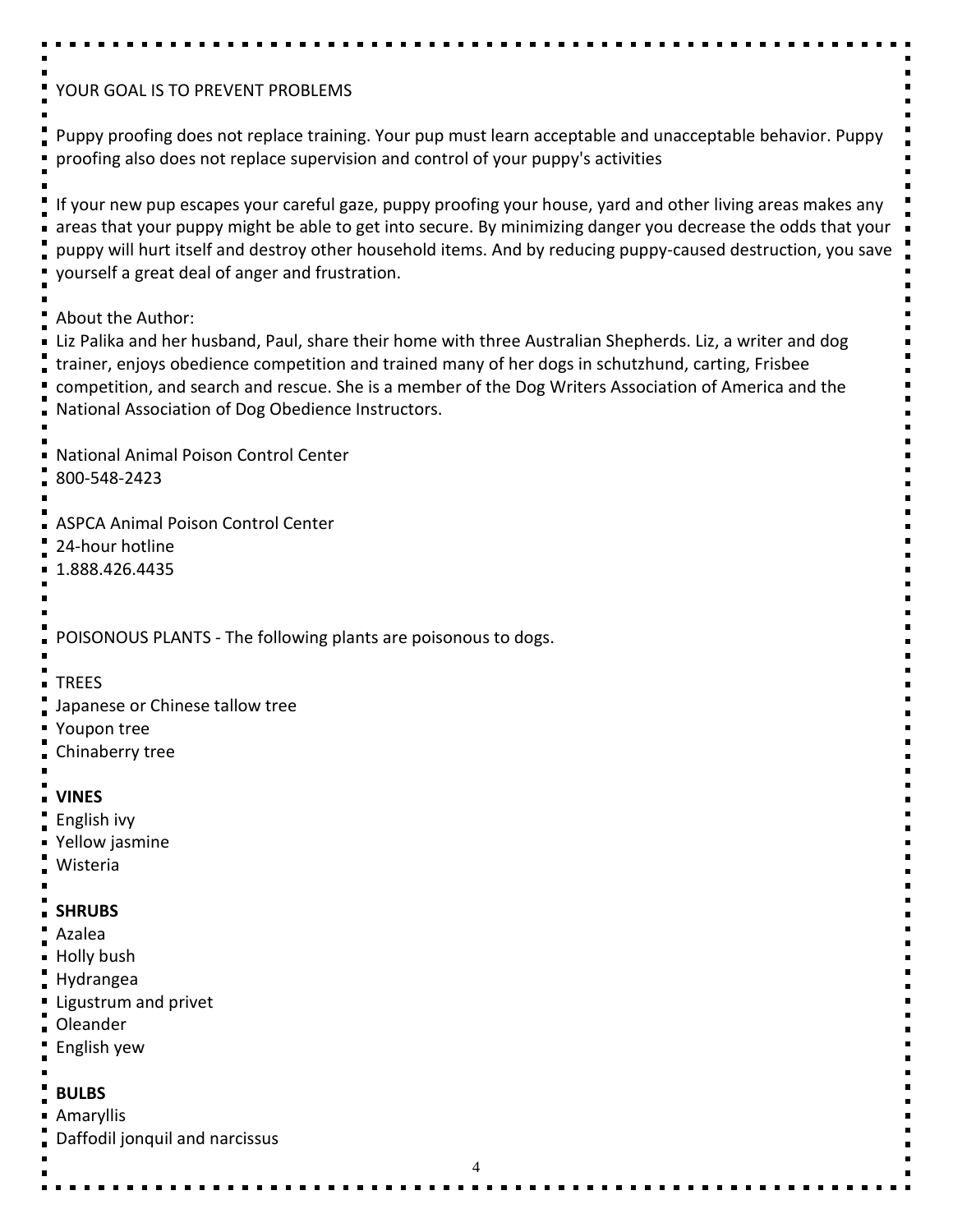## YOUR GOAL IS TO PREVENT PROBLEMS

Puppy proofing does not replace training. Your pup must learn acceptable and unacceptable behavior. Puppy proofing also does not replace supervision and control of your puppy's activities

If your new pup escapes your careful gaze, puppy proofing your house, yard and other living areas makes any areas that your puppy might be able to get into secure. By minimizing danger you decrease the odds that your puppy will hurt itself and destroy other household items. And by reducing puppy-caused destruction, you save yourself a great deal of anger and frustration.

About the Author:
Liz Palika and her husband, Paul, share their home with three Australian Shepherds. Liz, a writer and dog trainer, enjoys obedience competition and trained many of her dogs in schutzhund, carting, Frisbee competition, and search and rescue. She is a member of the Dog Writers Association of America and the National Association of Dog Obedience Instructors.

National Animal Poison Control Center
800-548-2423

ASPCA Animal Poison Control Center
24-hour hotline
1.888.426.4435

## POISONOUS PLANTS - The following plants are poisonous to dogs.

### TREES

Japanese or Chinese tallow tree
Youpon tree
Chinaberry tree

### VINES

English ivy
Yellow jasmine
Wisteria

### SHRUBS

Azalea
Holly bush
Hydrangea
Ligustrum and privet
Oleander
English yew

### BULBS

Amaryllis
Daffodil jonquil and narcissus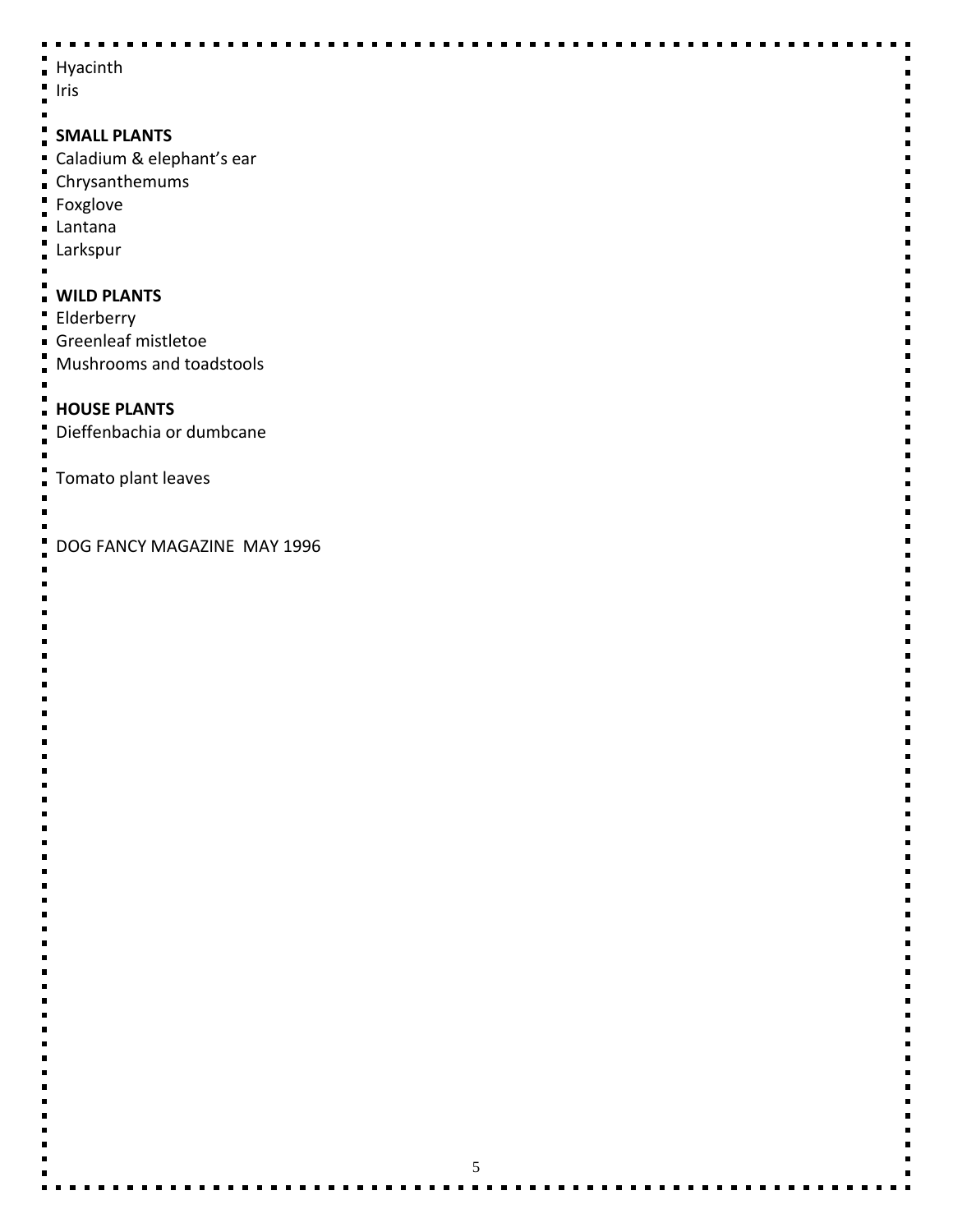Hyacinth
Iris

**SMALL PLANTS**
Caladium & elephant's ear
Chrysanthemums
Foxglove
Lantana
Larkspur

**WILD PLANTS**
Elderberry
Greenleaf mistletoe
Mushrooms and toadstools

**HOUSE PLANTS**
Dieffenbachia or dumbcane

Tomato plant leaves

DOG FANCY MAGAZINE MAY 1996